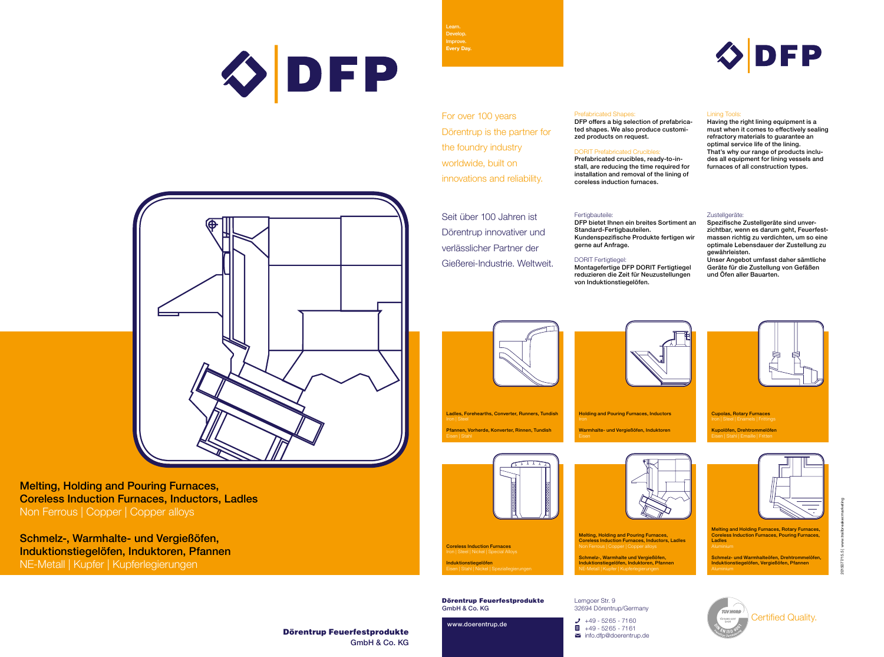# DFP

## Melting, Holding and Pouring Furnaces, Coreless Induction Furnaces, Inductors, Ladles

Non Ferrous | Copper | Copper alloys

## Schmelz-, Warmhalte- und Vergießöfen, Induktionstiegelöfen, Induktoren, Pfannen

NE-Metall | Kupfer | Kupferlegierungen

**Dörentrup Feuerfestprodukte**
GmbH & Co. KG

Learn.
Develop.
Improve.
Every Day.

For over 100 years Dörentrup is the partner for the foundry industry worldwide, built on innovations and reliability.

Seit über 100 Jahren ist Dörentrup innovativer und verlässlicher Partner der Gießerei-Industrie. Weltweit.

Prefabricated Shapes:
DFP offers a big selection of prefabricated shapes. We also produce customized products on request.

DORIT Prefabricated Crucibles:
Prefabricated crucibles, ready-to-install, are reducing the time required for installation and removal of the lining of coreless induction furnaces.

Fertigbauteile:
DFP bietet Ihnen ein breites Sortiment an Standard-Fertigbauteilen. Kundenspezifische Produkte fertigen wir gerne auf Anfrage.

DORIT Fertigtiegel:
Montagefertige DFP DORIT Fertigtiegel reduzieren die Zeit für Neuzustellungen von Induktionstiegelöfen.

Lining Tools:
Having the right lining equipment is a must when it comes to effectively sealing refractory materials to guarantee an optimal service life of the lining. That's why our range of products includes all equipment for lining vessels and furnaces of all construction types.

Zustellgeräte:
Spezifische Zustellgeräte sind unverzichtbar, wenn es darum geht, Feuerfestmassen richtig zu verdichten, um so eine optimale Lebensdauer der Zustellung zu gewährleisten.
Unser Angebot umfasst daher sämtliche Geräte für die Zustellung von Gefäßen und Öfen aller Bauarten.

**Ladles, Forehearths, Converter, Runners, Tundish**
Iron | Steel

**Pfannen, Vorherde, Konverter, Rinnen, Tundish**
Eisen | Stahl

**Holding and Pouring Furnaces, Inductors**
Iron

**Warmhalte- und Vergießöfen, Induktoren**
Eisen

**Cupolas, Rotary Furnaces**
Iron | Steel | Enamels | Frittings

**Kupolöfen, Drehtrommelöfen**
Eisen | Stahl | Emaille | Fritten

**Coreless Induction Furnaces**
Iron | Steel | Nickel | Special Alloys

**Induktionstiegelöfen**
Eisen | Stahl | Nickel | Speziallegierungen

**Melting, Holding and Pouring Furnaces, Coreless Induction Furnaces, Inductors, Ladles**
Non Ferrous | Copper | Copper alloys

**Schmelz-, Warmhalte und Vergießöfen, Induktionstiegelöfen, Induktoren, Pfannen**
NE-Metall | Kupfer | Kupferlegierungen

**Melting and Holding Furnaces, Rotary Furnaces, Coreless Induction Furnaces, Pouring Furnaces, Ladles**
Aluminium

**Schmelz- und Warmhalteöfen, Drehtrommelöfen, Induktionstiegelöfen, Vergießöfen, Pfannen**
Aluminium

**Dörentrup Feuerfestprodukte**
GmbH & Co. KG

www.doerentrup.de

Lemgoer Str. 9
32694 Dörentrup/Germany

+49 - 5265 - 7160
+49 - 5265 - 7161
info.dfp@doerentrup.de

Certified Quality.

20150715.5 | www.teilbreakermarketing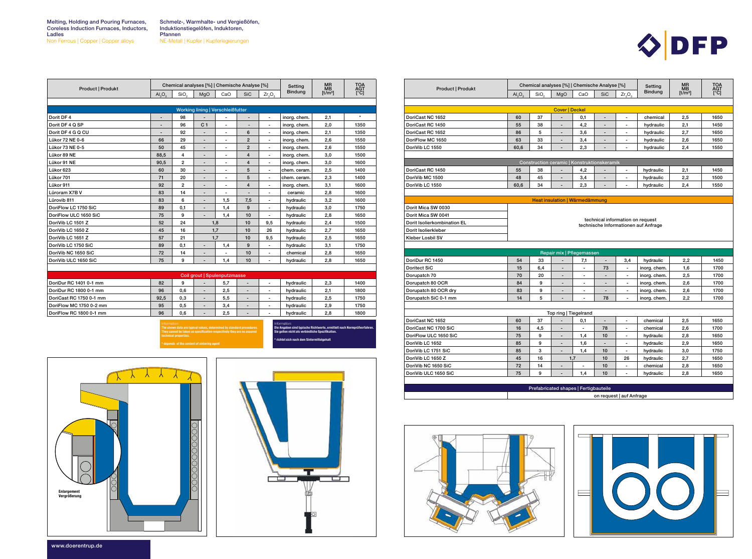Melting, Holding and Pouring Furnaces, Coreless Induction Furnaces, Inductors, Ladles
Non Ferrous | Copper | Copper alloys

Schmelz-, Warmhalte- und Vergießöfen, Induktionstiegelöfen, Induktoren, Pfannen
NE-Metall | Kupfer | Kupferlegierungen

| Product \| Produkt | Chemical analyses [%] \| Chemische Analyse [%] | | | | | | Setting Bindung | MR MB [t/m³] | TOA AGT [°C] |
|---|---|---|---|---|---|---|---|---|---|
| | $Al_2O_3$ | $SiO_2$ | MgO | CaO | SiC | $Zr_2O_3$ | | | |
| **Working lining \| Verschleißfutter** | | | | | | | | | |
| Dorit DF 4 | - | 98 | - | - | - | - | inorg. chem. | 2,1 | * |
| Dorit DF 4 Q SP | - | 96 | C 1 | - | - | - | inorg. chem. | 2,0 | 1350 |
| Dorit DF 4 G Q CU | - | 92 | - | - | 6 | - | inorg. chem. | 2,1 | 1350 |
| Lükor 72 NE 0-6 | 66 | 29 | - | - | 2 | - | inorg. chem. | 2,6 | 1550 |
| Lükor 73 NE 0-5 | 50 | 45 | - | - | 2 | - | inorg. chem. | 2,6 | 1550 |
| Lükor 89 NE | 88,5 | 4 | - | - | 4 | - | inorg. chem. | 3,0 | 1500 |
| Lükor 91 NE | 90,5 | 2 | - | - | 4 | - | inorg. chem. | 3,0 | 1600 |
| Lükor 623 | 60 | 30 | - | - | 5 | - | chem. ceram. | 2,5 | 1400 |
| Lükor 701 | 71 | 20 | - | - | 5 | - | chem. ceram. | 2,3 | 1400 |
| Lükor 911 | 92 | 2 | - | - | 4 | - | inorg. chem. | 3,1 | 1600 |
| Lüroram X7B V | 83 | 14 | - | - | - | - | ceramic | 2,8 | 1600 |
| Lürovib 811 | 83 | 6 | - | 1,5 | 7,5 | - | hydraulic | 3,2 | 1600 |
| DoriFlow LC 1750 SiC | 89 | 0,1 | - | 1,4 | 9 | - | hydraulic | 3,0 | 1750 |
| DoriFlow ULC 1650 SiC | 75 | 9 | - | 1,4 | 10 | - | hydraulic | 2,8 | 1650 |
| DoriVib LC 1501 Z | 52 | 24 | 1,8 | | 10 | 9,5 | hydraulic | 2,4 | 1500 |
| DoriVib LC 1650 Z | 45 | 16 | 1,7 | | 10 | 26 | hydraulic | 2,7 | 1650 |
| DoriVib LC 1651 Z | 57 | 21 | 1,7 | | 10 | 9,5 | hydraulic | 2,5 | 1650 |
| DoriVib LC 1750 SiC | 89 | 0,1 | - | 1,4 | 9 | - | hydraulic | 3,1 | 1750 |
| DoriVib NC 1650 SiC | 72 | 14 | - | - | 10 | - | chemical | 2,8 | 1650 |
| DoriVib ULC 1650 SiC | 75 | 9 | - | 1,4 | 10 | - | hydraulic | 2,8 | 1650 |
| **Coil grout \| Spulenputzmasse** | | | | | | | | | |
| DoriDur RC 1401 0-1 mm | 82 | 9 | - | 5,7 | - | - | hydraulic | 2,3 | 1400 |
| DoriDur RC 1800 0-1 mm | 96 | 0,6 | - | 2,5 | - | - | hydraulic | 2,1 | 1800 |
| DoriCast RC 1750 0-1 mm | 92,5 | 0,3 | - | 5,5 | - | - | hydraulic | 2,5 | 1750 |
| DoriFlow MC 1750 0-2 mm | 95 | 0,5 | - | 3,4 | - | - | hydraulic | 2,9 | 1750 |
| DoriFlow RC 1800 0-1 mm | 96 | 0,6 | - | 2,5 | - | - | hydraulic | 2,8 | 1800 |

Information:
The shown data are typical values, determined by standard procedures. They cannot be taken as specification respectively they are no assured technical properties.
* depends of the content of sintering agent

Information:
Die Angaben sind typische Richtwerte, ermittelt nach Normprüfverfahren. Sie gelten nicht als verbindliche Spezifikation.
* richtet sich nach dem Sintermittelgehalt

Enlargement
Vergrößerung

| Product \| Produkt | Chemical analyses [%] \| Chemische Analyse [%] | | | | | | Setting Bindung | MR MB [t/m³] | TOA AGT [°C] |
|---|---|---|---|---|---|---|---|---|---|
| | $Al_2O_3$ | $SiO_2$ | MgO | CaO | SiC | $Zr_2O_3$ | | | |
| **Cover \| Deckel** | | | | | | | | | |
| DoriCast NC 1652 | 60 | 37 | - | 0,1 | - | - | chemical | 2,5 | 1650 |
| DoriCast RC 1450 | 55 | 38 | - | 4,2 | - | - | hydraulic | 2,1 | 1450 |
| DoriCast RC 1652 | 86 | 5 | - | 3,6 | - | - | hydraulic | 2,7 | 1650 |
| DoriFlow MC 1650 | 63 | 33 | - | 3,4 | - | - | hydraulic | 2,6 | 1650 |
| DoriVib LC 1550 | 60,6 | 34 | - | 2,3 | - | - | hydraulic | 2,4 | 1550 |
| **Construction ceramic \| Konstruktionskeramik** | | | | | | | | | |
| DoriCast RC 1450 | 55 | 38 | - | 4,2 | - | - | hydraulic | 2,1 | 1450 |
| DoriVib MC 1500 | 48 | 45 | - | 3,4 | - | - | hydraulic | 2,2 | 1500 |
| DoriVib LC 1550 | 60,6 | 34 | - | 2,3 | - | - | hydraulic | 2,4 | 1550 |
| **Heat insulation \| Wärmedämmung** | | | | | | | | | |
| Dorit Mica SW 0030 | technical information on request / technische Informationen auf Anfrage | | | | | | | | |
| Dorit Mica SW 0041 | | | | | | | | | |
| Dorit Isolierkombination EL | | | | | | | | | |
| Dorit Isolierkleber | | | | | | | | | |
| Kleber Losbil SV | | | | | | | | | |
| **Repair mix \| Pflegemassen** | | | | | | | | | |
| DoriDur RC 1450 | 54 | 33 | - | 7,1 | - | 3,4 | hydraulic | 2,2 | 1450 |
| Doritect SiC | 15 | 6,4 | - | - | 73 | - | inorg. chem. | 1,6 | 1700 |
| Dorupatch 70 | 70 | 20 | - | - | - | - | inorg. chem. | 2,5 | 1700 |
| Dorupatch 80 OCR | 84 | 9 | - | - | - | - | inorg. chem. | 2,6 | 1700 |
| Dorupatch 80 OCR dry | 83 | 9 | - | - | - | - | inorg. chem. | 2,6 | 1700 |
| Dorupatch SiC 0-1 mm | 14 | 5 | - | - | 78 | - | inorg. chem. | 2,2 | 1700 |
| **Top ring \| Tiegelrand** | | | | | | | | | |
| DoriCast NC 1652 | 60 | 37 | - | 0,1 | - | - | chemical | 2,5 | 1650 |
| DoriCast NC 1700 SiC | 16 | 4,5 | - | - | 78 | - | chemical | 2,6 | 1700 |
| DoriFlow ULC 1650 SiC | 75 | 9 | - | 1,4 | 10 | - | hydraulic | 2,8 | 1650 |
| DoriVib LC 1652 | 85 | 9 | - | 1,6 | - | - | hydraulic | 2,9 | 1650 |
| DoriVib LC 1751 SiC | 85 | 3 | - | 1,4 | 10 | - | hydraulic | 3,0 | 1750 |
| DoriVib LC 1650 Z | 45 | 16 | 1,7 | | 10 | 26 | hydraulic | 2,7 | 1650 |
| DoriVib NC 1650 SiC | 72 | 14 | - | - | 10 | - | chemical | 2,8 | 1650 |
| DoriVib ULC 1650 SiC | 75 | 9 | - | 1,4 | 10 | - | hydraulic | 2,8 | 1650 |
| **Prefabricated shapes \| Fertigbauteile** | | | | | | | | | |
| | on request \| auf Anfrage | | | | | | | | |

www.doerentrup.de